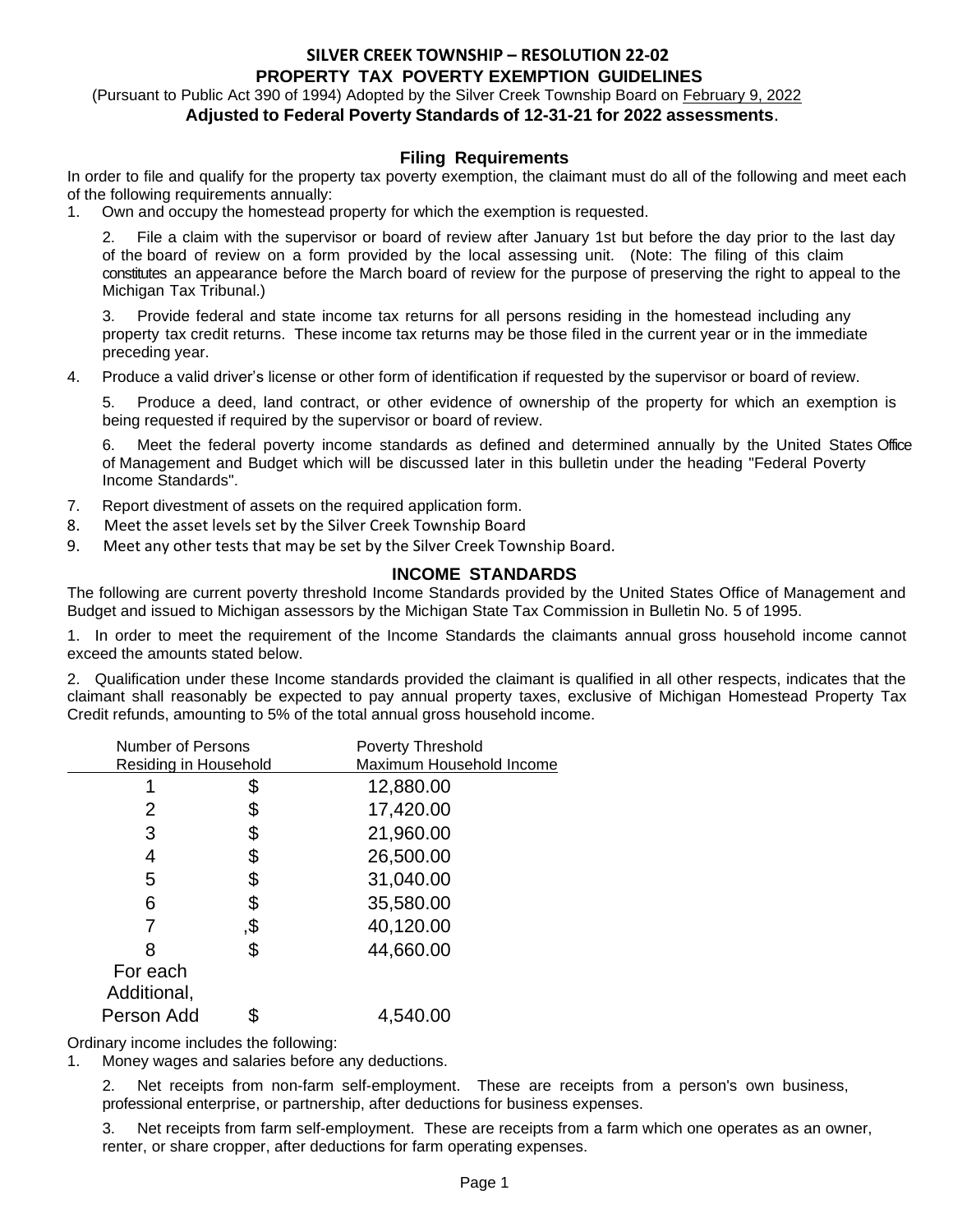# SILVER CREEK TOWNSHIP – RESOLUTION 22-02

## PROPERTY TAX POVERTY EXEMPTION GUIDELINES

(Pursuant to Public Act 390 of 1994) Adopted by the Silver Creek Township Board on February 9, 2022

**Adjusted to Federal Poverty Standards of 12-31-21 for 2022 assessments**.

### Filing Requirements

In order to file and qualify for the property tax poverty exemption, the claimant must do all of the following and meet each of the following requirements annually:

1. Own and occupy the homestead property for which the exemption is requested.
2. File a claim with the supervisor or board of review after January 1st but before the day prior to the last day of the board of review on a form provided by the local assessing unit. (Note: The filing of this claim constitutes an appearance before the March board of review for the purpose of preserving the right to appeal to the Michigan Tax Tribunal.)
3. Provide federal and state income tax returns for all persons residing in the homestead including any property tax credit returns. These income tax returns may be those filed in the current year or in the immediate preceding year.
4. Produce a valid driver's license or other form of identification if requested by the supervisor or board of review.
5. Produce a deed, land contract, or other evidence of ownership of the property for which an exemption is being requested if required by the supervisor or board of review.
6. Meet the federal poverty income standards as defined and determined annually by the United States Office of Management and Budget which will be discussed later in this bulletin under the heading "Federal Poverty Income Standards".
7. Report divestment of assets on the required application form.
8. Meet the asset levels set by the Silver Creek Township Board
9. Meet any other tests that may be set by the Silver Creek Township Board.

### INCOME STANDARDS

The following are current poverty threshold Income Standards provided by the United States Office of Management and Budget and issued to Michigan assessors by the Michigan State Tax Commission in Bulletin No. 5 of 1995.

1. In order to meet the requirement of the Income Standards the claimants annual gross household income cannot exceed the amounts stated below.

2. Qualification under these Income standards provided the claimant is qualified in all other respects, indicates that the claimant shall reasonably be expected to pay annual property taxes, exclusive of Michigan Homestead Property Tax Credit refunds, amounting to 5% of the total annual gross household income.

| Number of Persons Residing in Household | Poverty Threshold Maximum Household Income |
|---|---|
| 1 | $ 12,880.00 |
| 2 | $ 17,420.00 |
| 3 | $ 21,960.00 |
| 4 | $ 26,500.00 |
| 5 | $ 31,040.00 |
| 6 | $ 35,580.00 |
| 7 | ,$ 40,120.00 |
| 8 | $ 44,660.00 |
| For each Additional, Person Add | $ 4,540.00 |

Ordinary income includes the following:

1. Money wages and salaries before any deductions.
2. Net receipts from non-farm self-employment. These are receipts from a person's own business, professional enterprise, or partnership, after deductions for business expenses.
3. Net receipts from farm self-employment. These are receipts from a farm which one operates as an owner, renter, or share cropper, after deductions for farm operating expenses.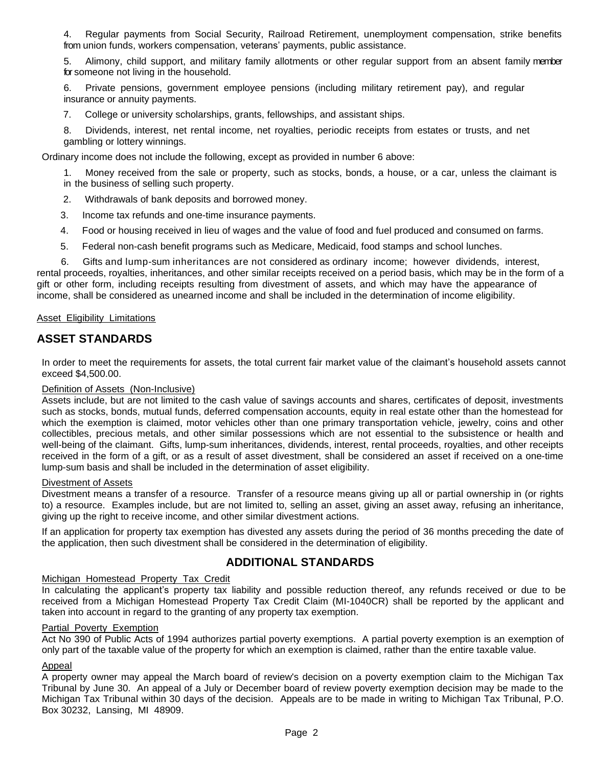4. Regular payments from Social Security, Railroad Retirement, unemployment compensation, strike benefits from union funds, workers compensation, veterans' payments, public assistance.

5. Alimony, child support, and military family allotments or other regular support from an absent family member for someone not living in the household.

6. Private pensions, government employee pensions (including military retirement pay), and regular insurance or annuity payments.

7. College or university scholarships, grants, fellowships, and assistant ships.

8. Dividends, interest, net rental income, net royalties, periodic receipts from estates or trusts, and net gambling or lottery winnings.

Ordinary income does not include the following, except as provided in number 6 above:

1. Money received from the sale or property, such as stocks, bonds, a house, or a car, unless the claimant is in the business of selling such property.

2. Withdrawals of bank deposits and borrowed money.

3. Income tax refunds and one-time insurance payments.

4. Food or housing received in lieu of wages and the value of food and fuel produced and consumed on farms.

5. Federal non-cash benefit programs such as Medicare, Medicaid, food stamps and school lunches.

6. Gifts and lump-sum inheritances are not considered as ordinary income; however dividends, interest, rental proceeds, royalties, inheritances, and other similar receipts received on a period basis, which may be in the form of a gift or other form, including receipts resulting from divestment of assets, and which may have the appearance of income, shall be considered as unearned income and shall be included in the determination of income eligibility.

Asset Eligibility Limitations

## ASSET STANDARDS

In order to meet the requirements for assets, the total current fair market value of the claimant's household assets cannot exceed $4,500.00.

Definition of Assets (Non-Inclusive)

Assets include, but are not limited to the cash value of savings accounts and shares, certificates of deposit, investments such as stocks, bonds, mutual funds, deferred compensation accounts, equity in real estate other than the homestead for which the exemption is claimed, motor vehicles other than one primary transportation vehicle, jewelry, coins and other collectibles, precious metals, and other similar possessions which are not essential to the subsistence or health and well-being of the claimant. Gifts, lump-sum inheritances, dividends, interest, rental proceeds, royalties, and other receipts received in the form of a gift, or as a result of asset divestment, shall be considered an asset if received on a one-time lump-sum basis and shall be included in the determination of asset eligibility.

Divestment of Assets

Divestment means a transfer of a resource. Transfer of a resource means giving up all or partial ownership in (or rights to) a resource. Examples include, but are not limited to, selling an asset, giving an asset away, refusing an inheritance, giving up the right to receive income, and other similar divestment actions.

If an application for property tax exemption has divested any assets during the period of 36 months preceding the date of the application, then such divestment shall be considered in the determination of eligibility.

## ADDITIONAL STANDARDS

Michigan Homestead Property Tax Credit

In calculating the applicant's property tax liability and possible reduction thereof, any refunds received or due to be received from a Michigan Homestead Property Tax Credit Claim (MI-1040CR) shall be reported by the applicant and taken into account in regard to the granting of any property tax exemption.

Partial Poverty Exemption

Act No 390 of Public Acts of 1994 authorizes partial poverty exemptions. A partial poverty exemption is an exemption of only part of the taxable value of the property for which an exemption is claimed, rather than the entire taxable value.

Appeal

A property owner may appeal the March board of review's decision on a poverty exemption claim to the Michigan Tax Tribunal by June 30. An appeal of a July or December board of review poverty exemption decision may be made to the Michigan Tax Tribunal within 30 days of the decision. Appeals are to be made in writing to Michigan Tax Tribunal, P.O. Box 30232, Lansing, MI 48909.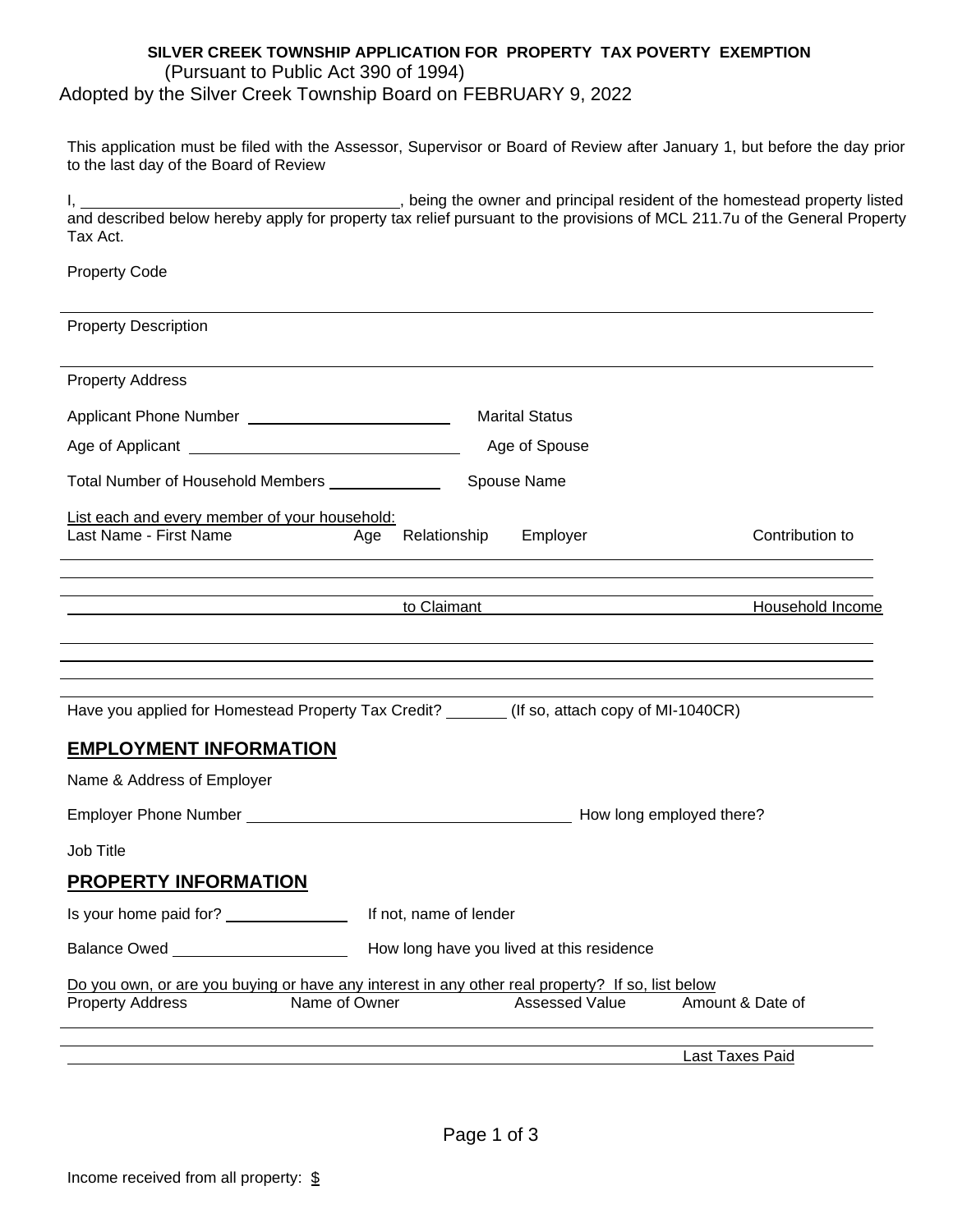**SILVER CREEK TOWNSHIP APPLICATION FOR PROPERTY TAX POVERTY EXEMPTION**
(Pursuant to Public Act 390 of 1994)
Adopted by the Silver Creek Township Board on FEBRUARY 9, 2022

This application must be filed with the Assessor, Supervisor or Board of Review after January 1, but before the day prior to the last day of the Board of Review

I, ______________________________, being the owner and principal resident of the homestead property listed and described below hereby apply for property tax relief pursuant to the provisions of MCL 211.7u of the General Property Tax Act.

Property Code

Property Description

Property Address

Applicant Phone Number ____________________ Marital Status

Age of Applicant ________________________ Age of Spouse

Total Number of Household Members __________ Spouse Name

List each and every member of your household:

| Last Name - First Name | Age | Relationship to Claimant | Employer | Contribution to Household Income |
|---|---|---|---|---|
| | | | | |
| | | | | |
| | | | | |
| | | | | |
| | | | | |
| | | | | |
| | | | | |

Have you applied for Homestead Property Tax Credit? ______ (If so, attach copy of MI-1040CR)

## EMPLOYMENT INFORMATION

Name & Address of Employer

Employer Phone Number ______________________________ How long employed there?

Job Title

## PROPERTY INFORMATION

Is your home paid for? ____________ If not, name of lender

Balance Owed ________________ How long have you lived at this residence

Do you own, or are you buying or have any interest in any other real property? If so, list below

| Property Address | Name of Owner | Assessed Value | Amount & Date of Last Taxes Paid |
|---|---|---|---|
| | | | |
| | | | |

Income received from all property: $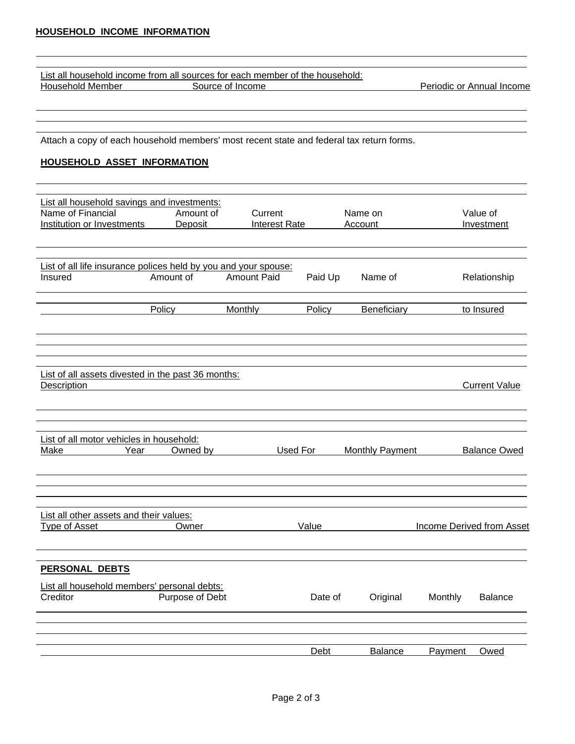## HOUSEHOLD INCOME INFORMATION

List all household income from all sources for each member of the household:

| Household Member | Source of Income | Periodic or Annual Income |
| --- | --- | --- |
| | | |
| | | |

Attach a copy of each household members' most recent state and federal tax return forms.

## HOUSEHOLD ASSET INFORMATION

List all household savings and investments:

| Name of Financial Institution or Investments | Amount of Deposit | Current Interest Rate | Name on Account | Value of Investment |
| --- | --- | --- | --- | --- |
| | | | | |

List of all life insurance polices held by you and your spouse:

| Insured | Amount of Policy | Amount Paid Monthly | Paid Up Policy | Name of Beneficiary | Relationship to Insured |
| --- | --- | --- | --- | --- | --- |
| | | | | | |
| | | | | | |
| | | | | | |

List of all assets divested in the past 36 months:

| Description | Current Value |
| --- | --- |
| | |
| | |

List of all motor vehicles in household:

| Make | Year | Owned by | Used For | Monthly Payment | Balance Owed |
| --- | --- | --- | --- | --- | --- |
| | | | | | |
| | | | | | |
| | | | | | |

List all other assets and their values:

| Type of Asset | Owner | Value | Income Derived from Asset |
| --- | --- | --- | --- |
| | | | |

## PERSONAL DEBTS

List all household members' personal debts:

| Creditor | Purpose of Debt | Date of Debt | Original Balance | Monthly Payment | Balance Owed |
| --- | --- | --- | --- | --- | --- |
| | | | | | |
| | | | | | |
| | | | | | |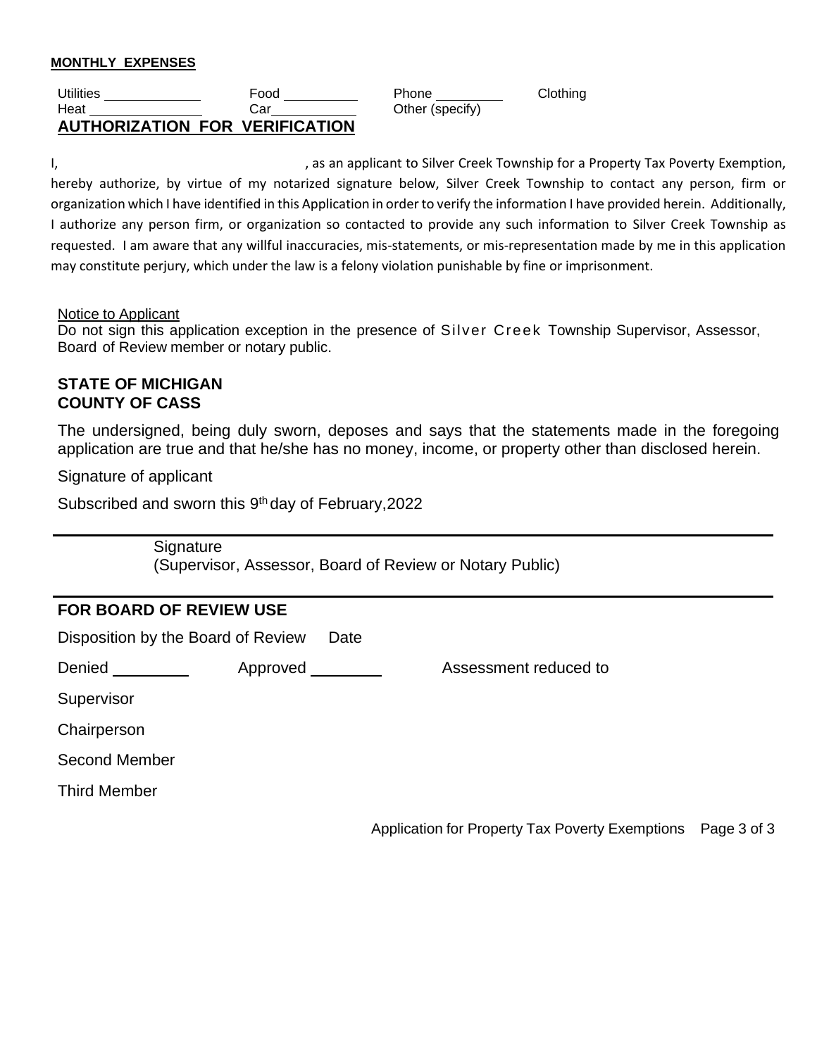**MONTHLY EXPENSES**

Utilities ____________ Food __________ Phone _________ Clothing
Heat ______________ Car ___________ Other (specify)

**AUTHORIZATION FOR VERIFICATION**

I, , as an applicant to Silver Creek Township for a Property Tax Poverty Exemption, hereby authorize, by virtue of my notarized signature below, Silver Creek Township to contact any person, firm or organization which I have identified in this Application in order to verify the information I have provided herein. Additionally, I authorize any person firm, or organization so contacted to provide any such information to Silver Creek Township as requested. I am aware that any willful inaccuracies, mis-statements, or mis-representation made by me in this application may constitute perjury, which under the law is a felony violation punishable by fine or imprisonment.

Notice to Applicant
Do not sign this application exception in the presence of Silver Creek Township Supervisor, Assessor, Board of Review member or notary public.

**STATE OF MICHIGAN**
**COUNTY OF CASS**

The undersigned, being duly sworn, deposes and says that the statements made in the foregoing application are true and that he/she has no money, income, or property other than disclosed herein.

Signature of applicant

Subscribed and sworn this 9th day of February,2022

Signature
(Supervisor, Assessor, Board of Review or Notary Public)

**FOR BOARD OF REVIEW USE**

Disposition by the Board of Review Date

Denied ________ Approved ________ Assessment reduced to

Supervisor

Chairperson

Second Member

Third Member

Application for Property Tax Poverty Exemptions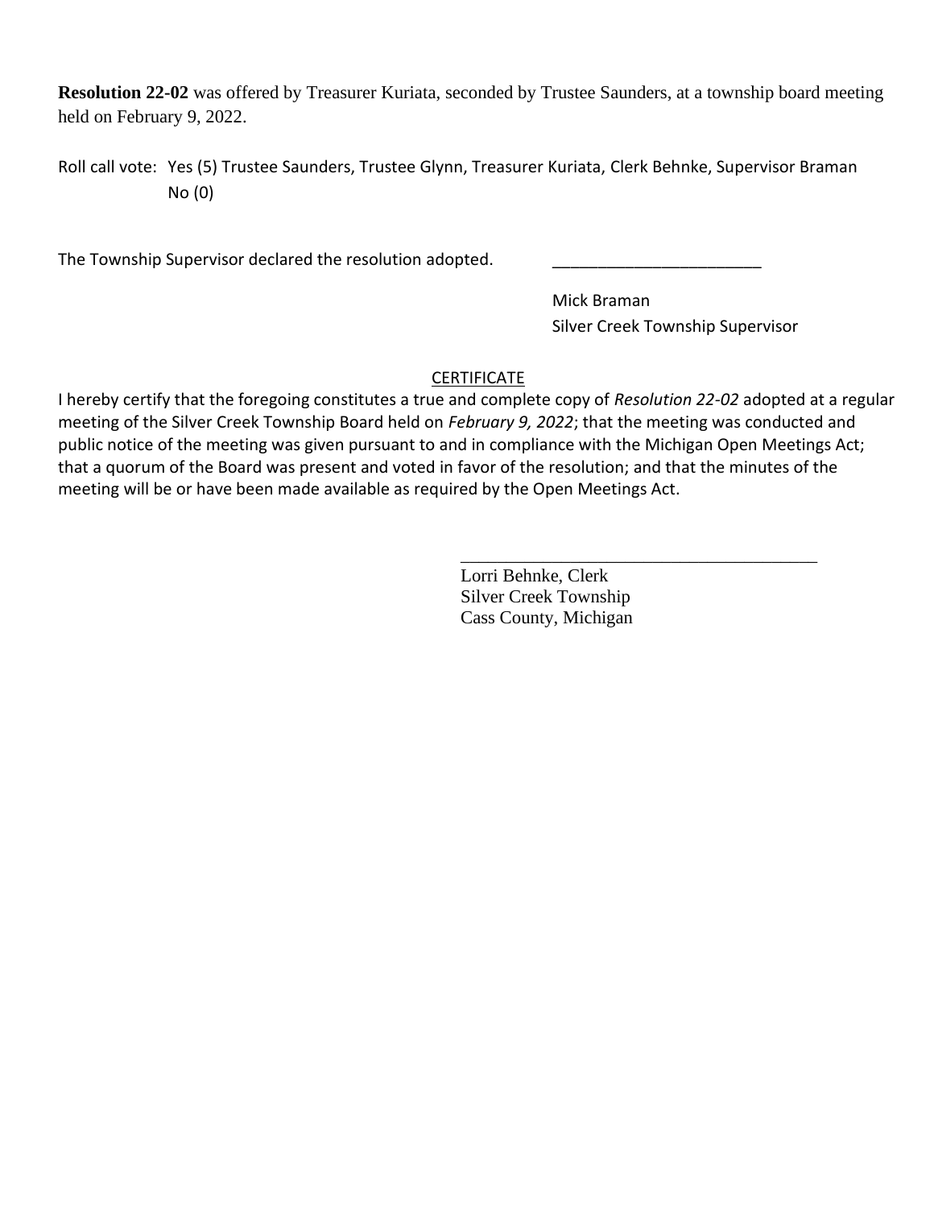**Resolution 22-02** was offered by Treasurer Kuriata, seconded by Trustee Saunders, at a township board meeting held on February 9, 2022.

Roll call vote: Yes (5) Trustee Saunders, Trustee Glynn, Treasurer Kuriata, Clerk Behnke, Supervisor Braman
No (0)

The Township Supervisor declared the resolution adopted. \_\_\_\_\_\_\_\_\_\_\_\_\_\_\_\_\_\_\_\_\_\_\_\_

Mick Braman
Silver Creek Township Supervisor

CERTIFICATE

I hereby certify that the foregoing constitutes a true and complete copy of *Resolution 22-02* adopted at a regular meeting of the Silver Creek Township Board held on *February 9, 2022*; that the meeting was conducted and public notice of the meeting was given pursuant to and in compliance with the Michigan Open Meetings Act; that a quorum of the Board was present and voted in favor of the resolution; and that the minutes of the meeting will be or have been made available as required by the Open Meetings Act.

\_\_\_\_\_\_\_\_\_\_\_\_\_\_\_\_\_\_\_\_\_\_\_\_\_\_\_\_\_\_\_\_\_\_\_\_\_\_\_\_

Lorri Behnke, Clerk
Silver Creek Township
Cass County, Michigan